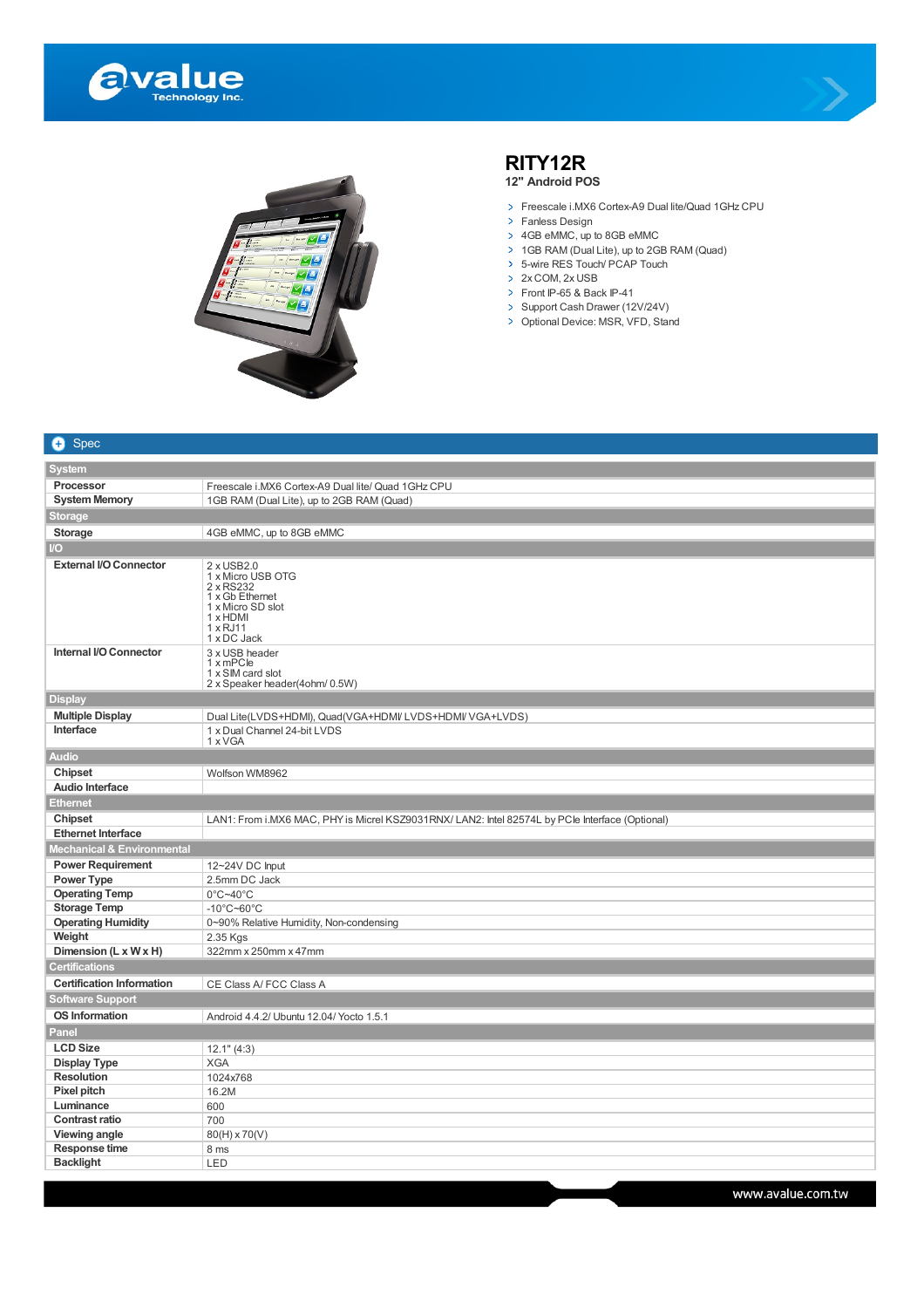# RITY12R

## 12" Android POS

- Freescale i.MX6 Cortex-A9 Dual lite/Quad 1GHz CPU
- Fanless Design
- 4GB eMMC, up to 8GB eMMC
- 1GB RAM (Dual Lite), up to 2GB RAM (Quad)
- 5-wire RES Touch/ PCAP Touch
- 2x COM, 2x USB
- Front IP-65 & Back IP-41
- Support Cash Drawer (12V/24V)
- Optional Device: MSR, VFD, Stand

## Spec

| | |
|---|---|
| **System** | |
| **Processor** | Freescale i.MX6 Cortex-A9 Dual lite/ Quad 1GHz CPU |
| **System Memory** | 1GB RAM (Dual Lite), up to 2GB RAM (Quad) |
| **Storage** | |
| **Storage** | 4GB eMMC, up to 8GB eMMC |
| **I/O** | |
| **External I/O Connector** | 2 x USB2.0<br>1 x Micro USB OTG<br>2 x RS232<br>1 x Gb Ethernet<br>1 x Micro SD slot<br>1 x HDMI<br>1 x RJ11<br>1 x DC Jack |
| **Internal I/O Connector** | 3 x USB header<br>1 x mPCIe<br>1 x SIM card slot<br>2 x Speaker header(4ohm/ 0.5W) |
| **Display** | |
| **Multiple Display** | Dual Lite(LVDS+HDMI), Quad(VGA+HDMI/ LVDS+HDMI/ VGA+LVDS) |
| **Interface** | 1 x Dual Channel 24-bit LVDS<br>1 x VGA |
| **Audio** | |
| **Chipset** | Wolfson WM8962 |
| **Audio Interface** | |
| **Ethernet** | |
| **Chipset** | LAN1: From i.MX6 MAC, PHY is Micrel KSZ9031RNX/ LAN2: Intel 82574L by PCIe Interface (Optional) |
| **Ethernet Interface** | |
| **Mechanical & Environmental** | |
| **Power Requirement** | 12~24V DC Input |
| **Power Type** | 2.5mm DC Jack |
| **Operating Temp** | 0°C~40°C |
| **Storage Temp** | -10°C~60°C |
| **Operating Humidity** | 0~90% Relative Humidity, Non-condensing |
| **Weight** | 2.35 Kgs |
| **Dimension (L x W x H)** | 322mm x 250mm x 47mm |
| **Certifications** | |
| **Certification Information** | CE Class A/ FCC Class A |
| **Software Support** | |
| **OS Information** | Android 4.4.2/ Ubuntu 12.04/ Yocto 1.5.1 |
| **Panel** | |
| **LCD Size** | 12.1" (4:3) |
| **Display Type** | XGA |
| **Resolution** | 1024x768 |
| **Pixel pitch** | 16.2M |
| **Luminance** | 600 |
| **Contrast ratio** | 700 |
| **Viewing angle** | 80(H) x 70(V) |
| **Response time** | 8 ms |
| **Backlight** | LED |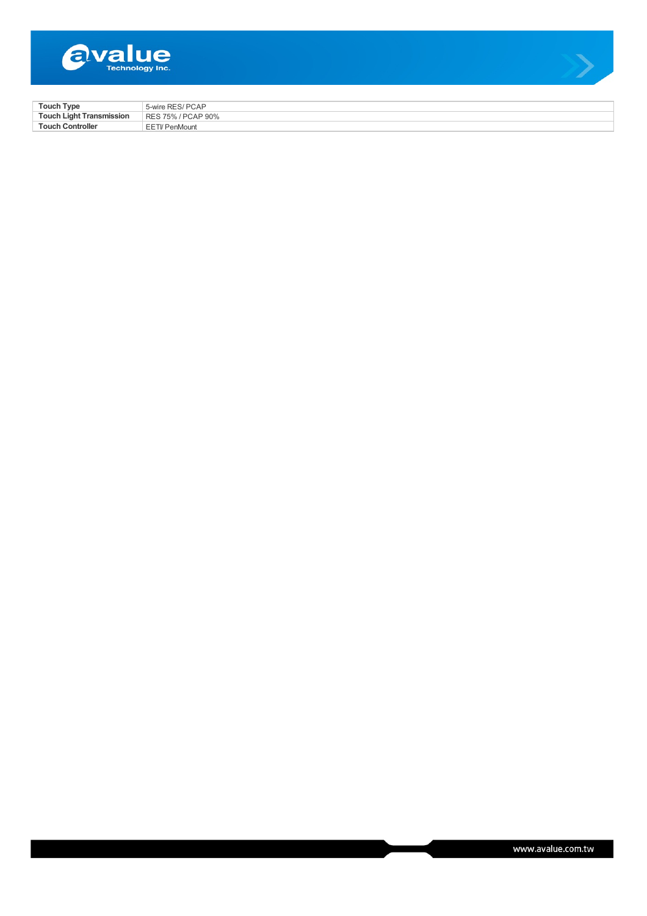| | |
|---|---|
| **Touch Type** | 5-wire RES/ PCAP |
| **Touch Light Transmission** | RES 75% / PCAP 90% |
| **Touch Controller** | EETI/ PenMount |